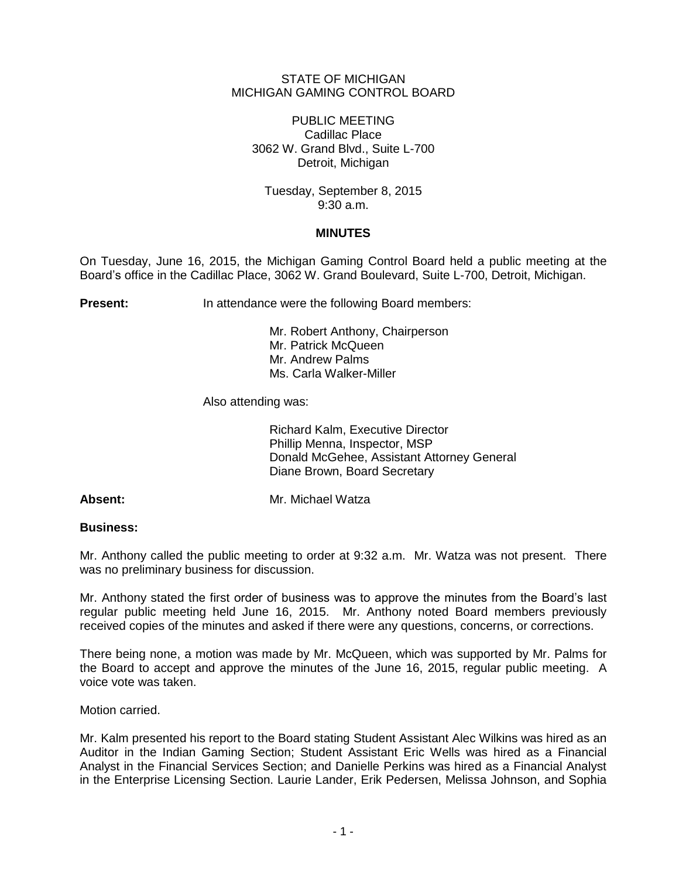STATE OF MICHIGAN
MICHIGAN GAMING CONTROL BOARD

PUBLIC MEETING
Cadillac Place
3062 W. Grand Blvd., Suite L-700
Detroit, Michigan

Tuesday, September 8, 2015
9:30 a.m.

**MINUTES**

On Tuesday, June 16, 2015, the Michigan Gaming Control Board held a public meeting at the Board's office in the Cadillac Place, 3062 W. Grand Boulevard, Suite L-700, Detroit, Michigan.

**Present:** In attendance were the following Board members:

Mr. Robert Anthony, Chairperson
Mr. Patrick McQueen
Mr. Andrew Palms
Ms. Carla Walker-Miller

Also attending was:

Richard Kalm, Executive Director
Phillip Menna, Inspector, MSP
Donald McGehee, Assistant Attorney General
Diane Brown, Board Secretary

**Absent:** Mr. Michael Watza

**Business:**

Mr. Anthony called the public meeting to order at 9:32 a.m. Mr. Watza was not present. There was no preliminary business for discussion.

Mr. Anthony stated the first order of business was to approve the minutes from the Board's last regular public meeting held June 16, 2015. Mr. Anthony noted Board members previously received copies of the minutes and asked if there were any questions, concerns, or corrections.

There being none, a motion was made by Mr. McQueen, which was supported by Mr. Palms for the Board to accept and approve the minutes of the June 16, 2015, regular public meeting. A voice vote was taken.

Motion carried.

Mr. Kalm presented his report to the Board stating Student Assistant Alec Wilkins was hired as an Auditor in the Indian Gaming Section; Student Assistant Eric Wells was hired as a Financial Analyst in the Financial Services Section; and Danielle Perkins was hired as a Financial Analyst in the Enterprise Licensing Section. Laurie Lander, Erik Pedersen, Melissa Johnson, and Sophia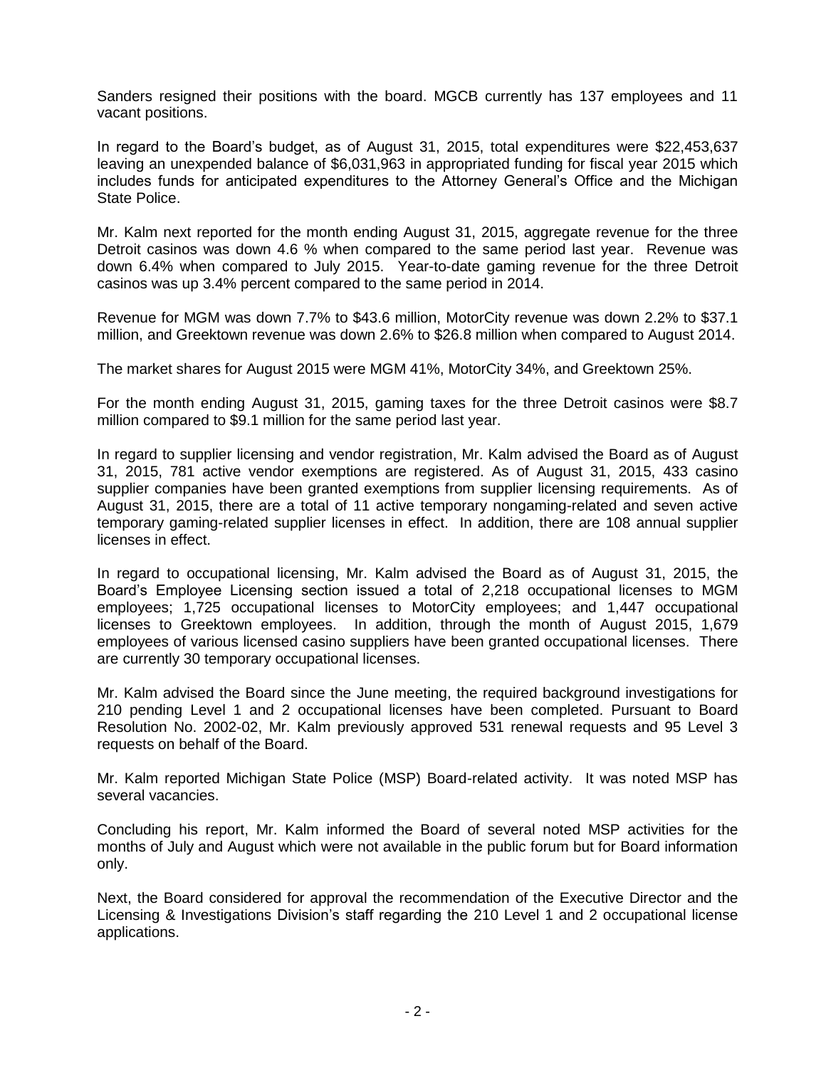Sanders resigned their positions with the board. MGCB currently has 137 employees and 11 vacant positions.

In regard to the Board's budget, as of August 31, 2015, total expenditures were $22,453,637 leaving an unexpended balance of $6,031,963 in appropriated funding for fiscal year 2015 which includes funds for anticipated expenditures to the Attorney General's Office and the Michigan State Police.

Mr. Kalm next reported for the month ending August 31, 2015, aggregate revenue for the three Detroit casinos was down 4.6 % when compared to the same period last year. Revenue was down 6.4% when compared to July 2015. Year-to-date gaming revenue for the three Detroit casinos was up 3.4% percent compared to the same period in 2014.

Revenue for MGM was down 7.7% to $43.6 million, MotorCity revenue was down 2.2% to $37.1 million, and Greektown revenue was down 2.6% to $26.8 million when compared to August 2014.

The market shares for August 2015 were MGM 41%, MotorCity 34%, and Greektown 25%.

For the month ending August 31, 2015, gaming taxes for the three Detroit casinos were $8.7 million compared to $9.1 million for the same period last year.

In regard to supplier licensing and vendor registration, Mr. Kalm advised the Board as of August 31, 2015, 781 active vendor exemptions are registered. As of August 31, 2015, 433 casino supplier companies have been granted exemptions from supplier licensing requirements. As of August 31, 2015, there are a total of 11 active temporary nongaming-related and seven active temporary gaming-related supplier licenses in effect. In addition, there are 108 annual supplier licenses in effect.

In regard to occupational licensing, Mr. Kalm advised the Board as of August 31, 2015, the Board's Employee Licensing section issued a total of 2,218 occupational licenses to MGM employees; 1,725 occupational licenses to MotorCity employees; and 1,447 occupational licenses to Greektown employees. In addition, through the month of August 2015, 1,679 employees of various licensed casino suppliers have been granted occupational licenses. There are currently 30 temporary occupational licenses.

Mr. Kalm advised the Board since the June meeting, the required background investigations for 210 pending Level 1 and 2 occupational licenses have been completed. Pursuant to Board Resolution No. 2002-02, Mr. Kalm previously approved 531 renewal requests and 95 Level 3 requests on behalf of the Board.

Mr. Kalm reported Michigan State Police (MSP) Board-related activity. It was noted MSP has several vacancies.

Concluding his report, Mr. Kalm informed the Board of several noted MSP activities for the months of July and August which were not available in the public forum but for Board information only.

Next, the Board considered for approval the recommendation of the Executive Director and the Licensing & Investigations Division's staff regarding the 210 Level 1 and 2 occupational license applications.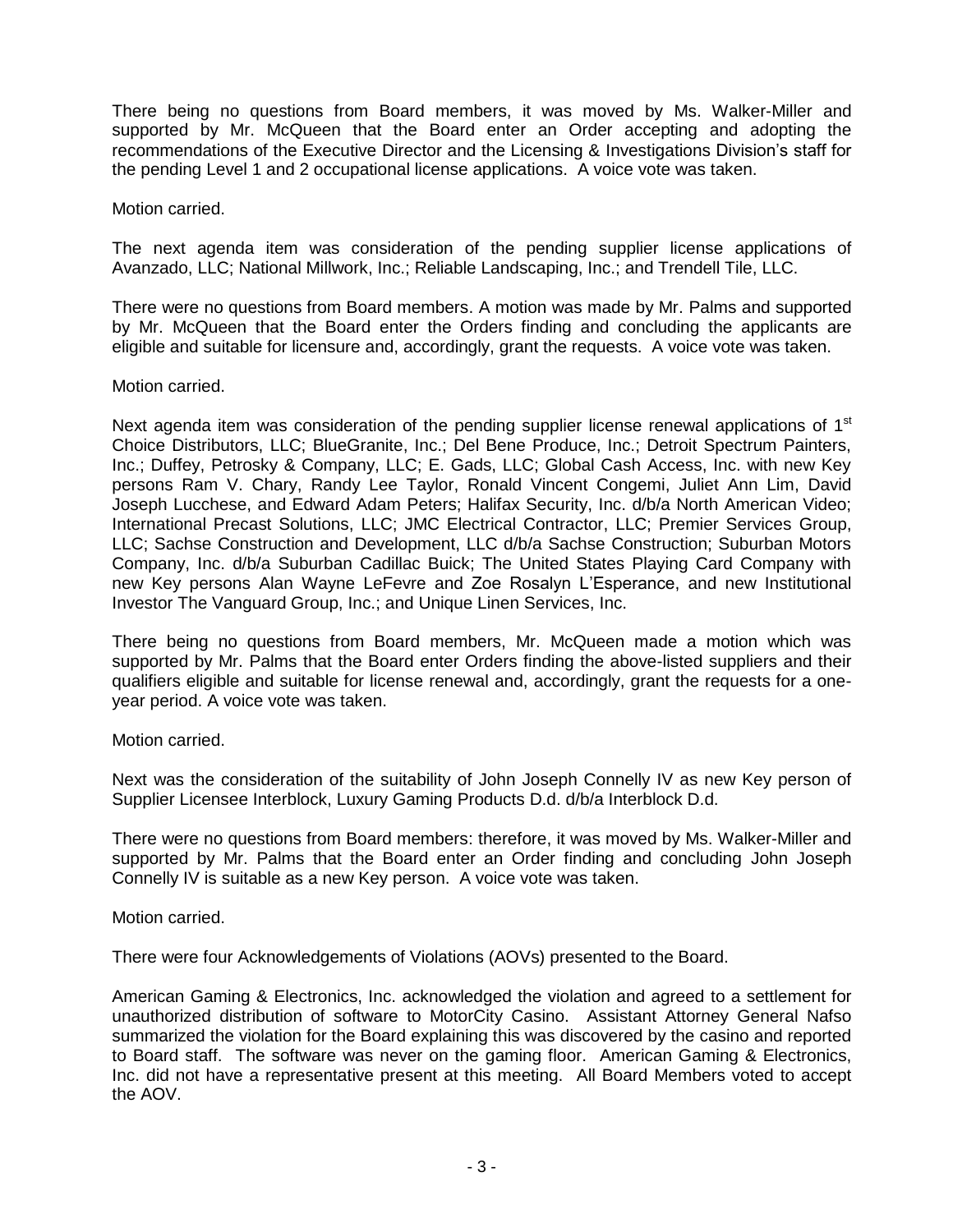There being no questions from Board members, it was moved by Ms. Walker-Miller and supported by Mr. McQueen that the Board enter an Order accepting and adopting the recommendations of the Executive Director and the Licensing & Investigations Division's staff for the pending Level 1 and 2 occupational license applications. A voice vote was taken.

Motion carried.

The next agenda item was consideration of the pending supplier license applications of Avanzado, LLC; National Millwork, Inc.; Reliable Landscaping, Inc.; and Trendell Tile, LLC.

There were no questions from Board members. A motion was made by Mr. Palms and supported by Mr. McQueen that the Board enter the Orders finding and concluding the applicants are eligible and suitable for licensure and, accordingly, grant the requests. A voice vote was taken.

Motion carried.

Next agenda item was consideration of the pending supplier license renewal applications of 1st Choice Distributors, LLC; BlueGranite, Inc.; Del Bene Produce, Inc.; Detroit Spectrum Painters, Inc.; Duffey, Petrosky & Company, LLC; E. Gads, LLC; Global Cash Access, Inc. with new Key persons Ram V. Chary, Randy Lee Taylor, Ronald Vincent Congemi, Juliet Ann Lim, David Joseph Lucchese, and Edward Adam Peters; Halifax Security, Inc. d/b/a North American Video; International Precast Solutions, LLC; JMC Electrical Contractor, LLC; Premier Services Group, LLC; Sachse Construction and Development, LLC d/b/a Sachse Construction; Suburban Motors Company, Inc. d/b/a Suburban Cadillac Buick; The United States Playing Card Company with new Key persons Alan Wayne LeFevre and Zoe Rosalyn L'Esperance, and new Institutional Investor The Vanguard Group, Inc.; and Unique Linen Services, Inc.

There being no questions from Board members, Mr. McQueen made a motion which was supported by Mr. Palms that the Board enter Orders finding the above-listed suppliers and their qualifiers eligible and suitable for license renewal and, accordingly, grant the requests for a one-year period. A voice vote was taken.

Motion carried.

Next was the consideration of the suitability of John Joseph Connelly IV as new Key person of Supplier Licensee Interblock, Luxury Gaming Products D.d. d/b/a Interblock D.d.

There were no questions from Board members: therefore, it was moved by Ms. Walker-Miller and supported by Mr. Palms that the Board enter an Order finding and concluding John Joseph Connelly IV is suitable as a new Key person. A voice vote was taken.

Motion carried.

There were four Acknowledgements of Violations (AOVs) presented to the Board.

American Gaming & Electronics, Inc. acknowledged the violation and agreed to a settlement for unauthorized distribution of software to MotorCity Casino. Assistant Attorney General Nafso summarized the violation for the Board explaining this was discovered by the casino and reported to Board staff. The software was never on the gaming floor. American Gaming & Electronics, Inc. did not have a representative present at this meeting. All Board Members voted to accept the AOV.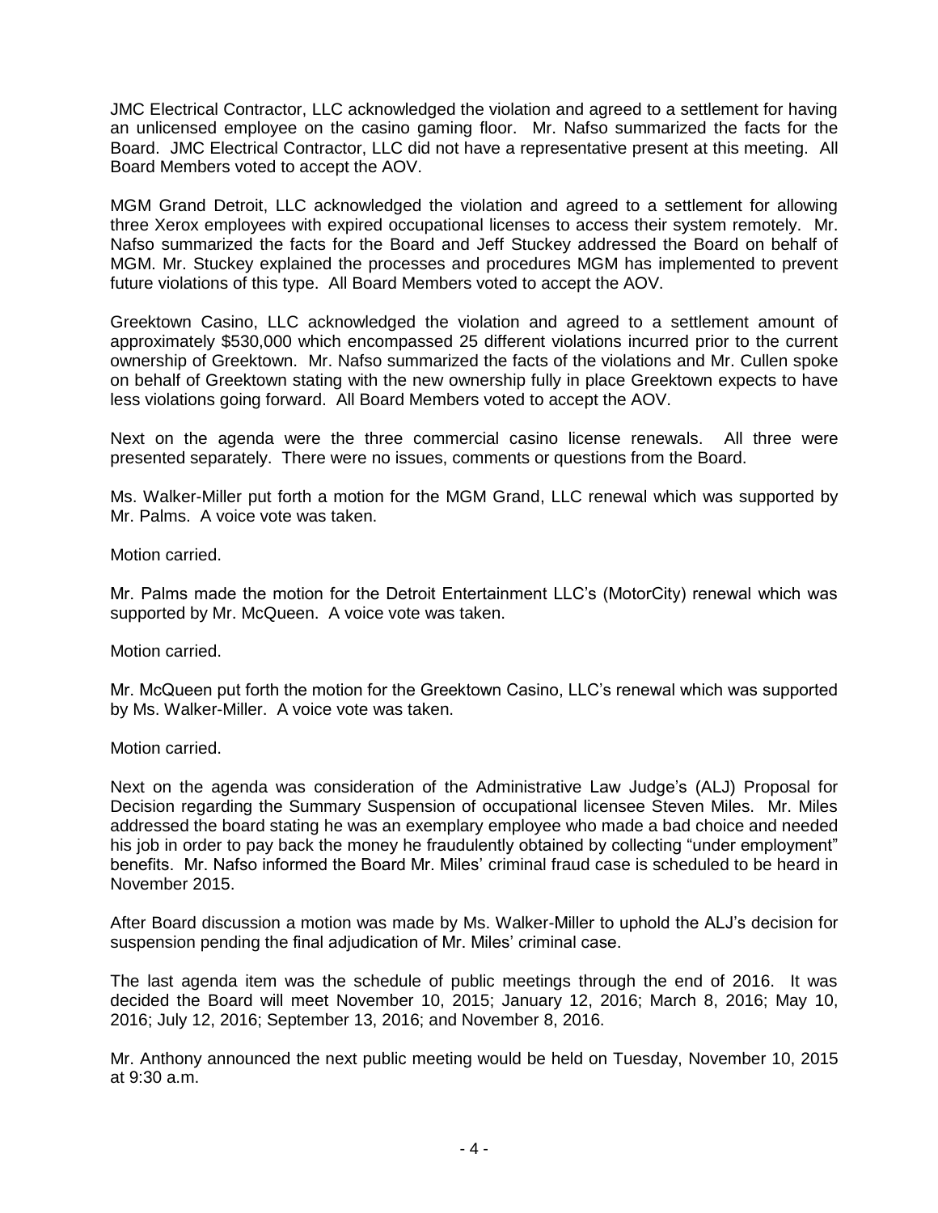JMC Electrical Contractor, LLC acknowledged the violation and agreed to a settlement for having an unlicensed employee on the casino gaming floor. Mr. Nafso summarized the facts for the Board. JMC Electrical Contractor, LLC did not have a representative present at this meeting. All Board Members voted to accept the AOV.

MGM Grand Detroit, LLC acknowledged the violation and agreed to a settlement for allowing three Xerox employees with expired occupational licenses to access their system remotely. Mr. Nafso summarized the facts for the Board and Jeff Stuckey addressed the Board on behalf of MGM. Mr. Stuckey explained the processes and procedures MGM has implemented to prevent future violations of this type. All Board Members voted to accept the AOV.

Greektown Casino, LLC acknowledged the violation and agreed to a settlement amount of approximately $530,000 which encompassed 25 different violations incurred prior to the current ownership of Greektown. Mr. Nafso summarized the facts of the violations and Mr. Cullen spoke on behalf of Greektown stating with the new ownership fully in place Greektown expects to have less violations going forward. All Board Members voted to accept the AOV.

Next on the agenda were the three commercial casino license renewals. All three were presented separately. There were no issues, comments or questions from the Board.

Ms. Walker-Miller put forth a motion for the MGM Grand, LLC renewal which was supported by Mr. Palms. A voice vote was taken.

Motion carried.

Mr. Palms made the motion for the Detroit Entertainment LLC's (MotorCity) renewal which was supported by Mr. McQueen. A voice vote was taken.

Motion carried.

Mr. McQueen put forth the motion for the Greektown Casino, LLC's renewal which was supported by Ms. Walker-Miller. A voice vote was taken.

Motion carried.

Next on the agenda was consideration of the Administrative Law Judge's (ALJ) Proposal for Decision regarding the Summary Suspension of occupational licensee Steven Miles. Mr. Miles addressed the board stating he was an exemplary employee who made a bad choice and needed his job in order to pay back the money he fraudulently obtained by collecting "under employment" benefits. Mr. Nafso informed the Board Mr. Miles' criminal fraud case is scheduled to be heard in November 2015.

After Board discussion a motion was made by Ms. Walker-Miller to uphold the ALJ's decision for suspension pending the final adjudication of Mr. Miles' criminal case.

The last agenda item was the schedule of public meetings through the end of 2016. It was decided the Board will meet November 10, 2015; January 12, 2016; March 8, 2016; May 10, 2016; July 12, 2016; September 13, 2016; and November 8, 2016.

Mr. Anthony announced the next public meeting would be held on Tuesday, November 10, 2015 at 9:30 a.m.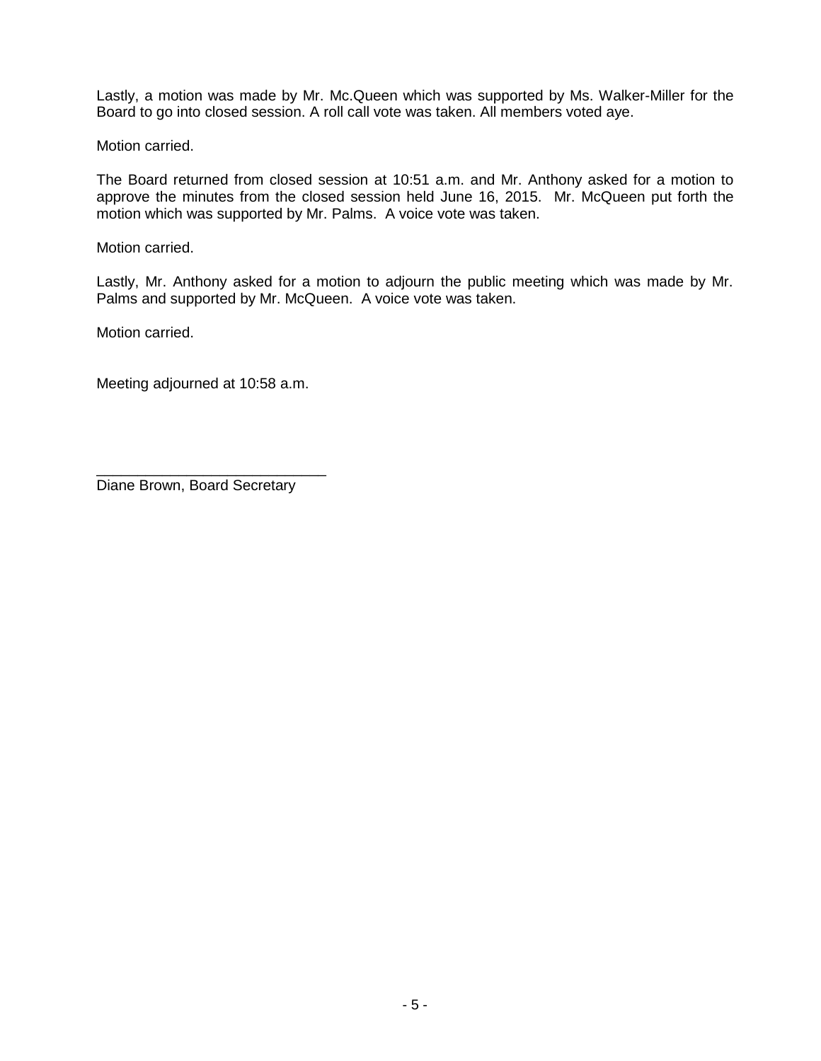Lastly, a motion was made by Mr. Mc.Queen which was supported by Ms. Walker-Miller for the Board to go into closed session. A roll call vote was taken. All members voted aye.

Motion carried.

The Board returned from closed session at 10:51 a.m. and Mr. Anthony asked for a motion to approve the minutes from the closed session held June 16, 2015. Mr. McQueen put forth the motion which was supported by Mr. Palms. A voice vote was taken.

Motion carried.

Lastly, Mr. Anthony asked for a motion to adjourn the public meeting which was made by Mr. Palms and supported by Mr. McQueen. A voice vote was taken.

Motion carried.

Meeting adjourned at 10:58 a.m.

\_\_\_\_\_\_\_\_\_\_\_\_\_\_\_\_\_\_\_\_\_\_\_\_\_\_\_\_

Diane Brown, Board Secretary